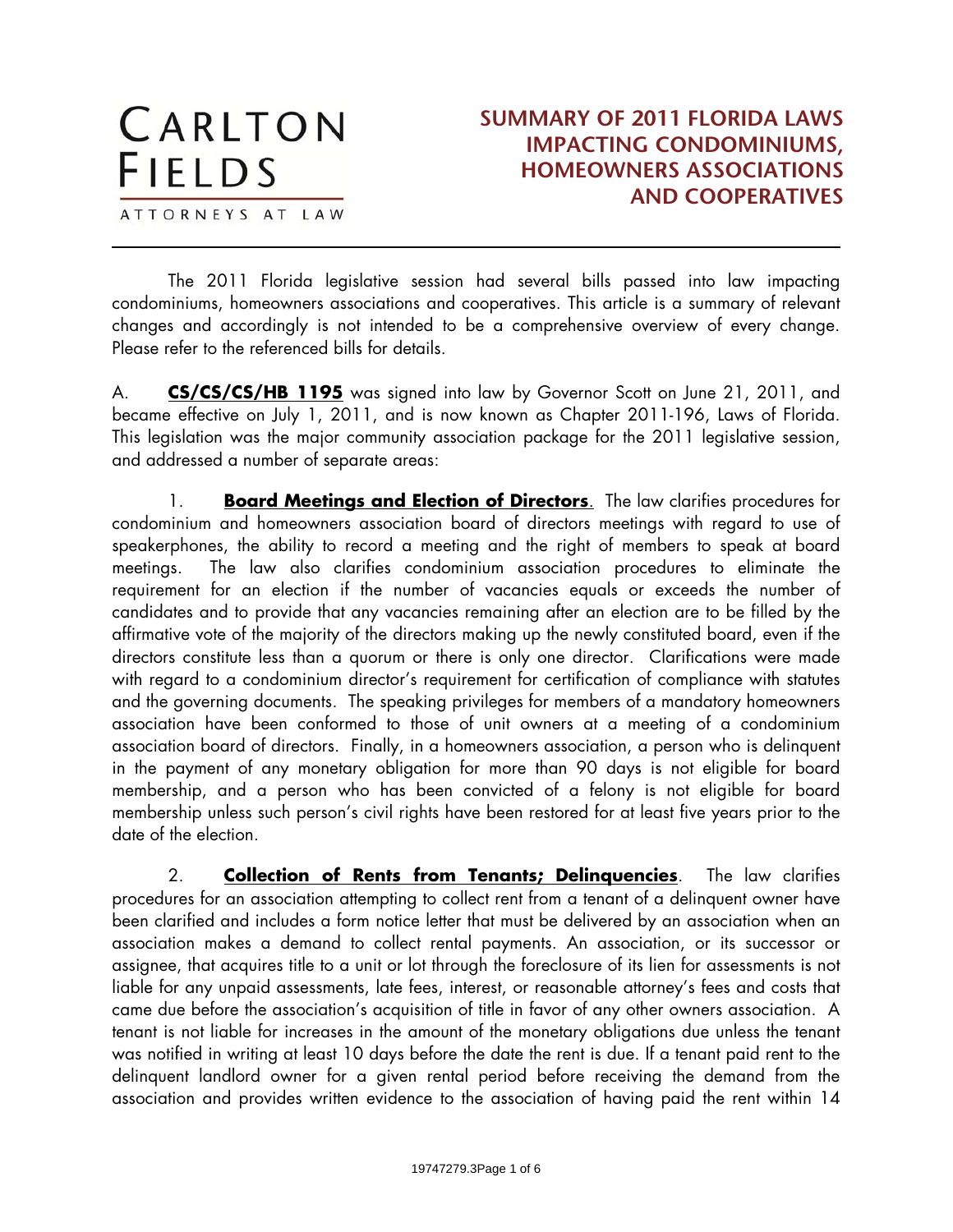CARLTON FIELDS

ATTORNEYS AT LAW

# SUMMARY OF 2011 FLORIDA LAWS IMPACTING CONDOMINIUMS, HOMEOWNERS ASSOCIATIONS AND COOPERATIVES

The 2011 Florida legislative session had several bills passed into law impacting condominiums, homeowners associations and cooperatives. This article is a summary of relevant changes and accordingly is not intended to be a comprehensive overview of every change. Please refer to the referenced bills for details.

A. **CS/CS/CS/HB 1195** was signed into law by Governor Scott on June 21, 2011, and became effective on July 1, 2011, and is now known as Chapter 2011-196, Laws of Florida. This legislation was the major community association package for the 2011 legislative session, and addressed a number of separate areas:

1. **Board Meetings and Election of Directors**. The law clarifies procedures for condominium and homeowners association board of directors meetings with regard to use of speakerphones, the ability to record a meeting and the right of members to speak at board meetings. The law also clarifies condominium association procedures to eliminate the requirement for an election if the number of vacancies equals or exceeds the number of candidates and to provide that any vacancies remaining after an election are to be filled by the affirmative vote of the majority of the directors making up the newly constituted board, even if the directors constitute less than a quorum or there is only one director. Clarifications were made with regard to a condominium director's requirement for certification of compliance with statutes and the governing documents. The speaking privileges for members of a mandatory homeowners association have been conformed to those of unit owners at a meeting of a condominium association board of directors. Finally, in a homeowners association, a person who is delinquent in the payment of any monetary obligation for more than 90 days is not eligible for board membership, and a person who has been convicted of a felony is not eligible for board membership unless such person's civil rights have been restored for at least five years prior to the date of the election.

2. **Collection of Rents from Tenants; Delinquencies**. The law clarifies procedures for an association attempting to collect rent from a tenant of a delinquent owner have been clarified and includes a form notice letter that must be delivered by an association when an association makes a demand to collect rental payments. An association, or its successor or assignee, that acquires title to a unit or lot through the foreclosure of its lien for assessments is not liable for any unpaid assessments, late fees, interest, or reasonable attorney's fees and costs that came due before the association's acquisition of title in favor of any other owners association. A tenant is not liable for increases in the amount of the monetary obligations due unless the tenant was notified in writing at least 10 days before the date the rent is due. If a tenant paid rent to the delinquent landlord owner for a given rental period before receiving the demand from the association and provides written evidence to the association of having paid the rent within 14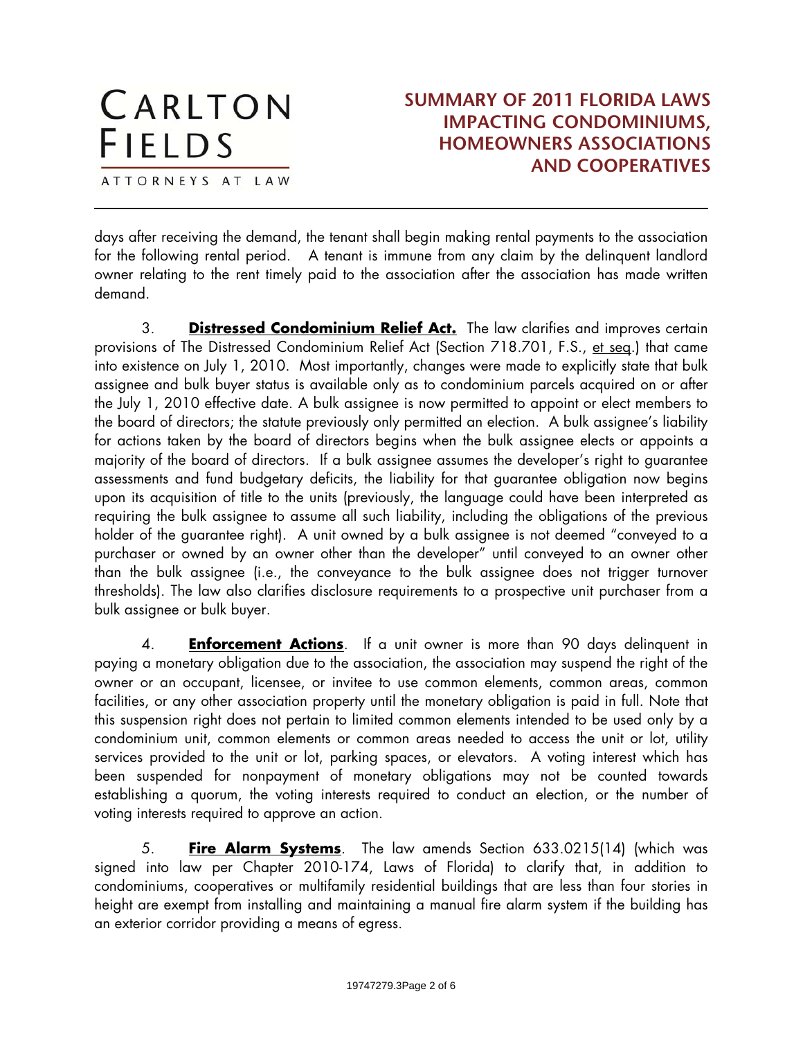days after receiving the demand, the tenant shall begin making rental payments to the association for the following rental period. A tenant is immune from any claim by the delinquent landlord owner relating to the rent timely paid to the association after the association has made written demand.

3. **Distressed Condominium Relief Act.** The law clarifies and improves certain provisions of The Distressed Condominium Relief Act (Section 718.701, F.S., et seq.) that came into existence on July 1, 2010. Most importantly, changes were made to explicitly state that bulk assignee and bulk buyer status is available only as to condominium parcels acquired on or after the July 1, 2010 effective date. A bulk assignee is now permitted to appoint or elect members to the board of directors; the statute previously only permitted an election. A bulk assignee's liability for actions taken by the board of directors begins when the bulk assignee elects or appoints a majority of the board of directors. If a bulk assignee assumes the developer's right to guarantee assessments and fund budgetary deficits, the liability for that guarantee obligation now begins upon its acquisition of title to the units (previously, the language could have been interpreted as requiring the bulk assignee to assume all such liability, including the obligations of the previous holder of the guarantee right). A unit owned by a bulk assignee is not deemed "conveyed to a purchaser or owned by an owner other than the developer" until conveyed to an owner other than the bulk assignee (i.e., the conveyance to the bulk assignee does not trigger turnover thresholds). The law also clarifies disclosure requirements to a prospective unit purchaser from a bulk assignee or bulk buyer.

4. **Enforcement Actions**. If a unit owner is more than 90 days delinquent in paying a monetary obligation due to the association, the association may suspend the right of the owner or an occupant, licensee, or invitee to use common elements, common areas, common facilities, or any other association property until the monetary obligation is paid in full. Note that this suspension right does not pertain to limited common elements intended to be used only by a condominium unit, common elements or common areas needed to access the unit or lot, utility services provided to the unit or lot, parking spaces, or elevators. A voting interest which has been suspended for nonpayment of monetary obligations may not be counted towards establishing a quorum, the voting interests required to conduct an election, or the number of voting interests required to approve an action.

5. **Fire Alarm Systems**. The law amends Section 633.0215(14) (which was signed into law per Chapter 2010-174, Laws of Florida) to clarify that, in addition to condominiums, cooperatives or multifamily residential buildings that are less than four stories in height are exempt from installing and maintaining a manual fire alarm system if the building has an exterior corridor providing a means of egress.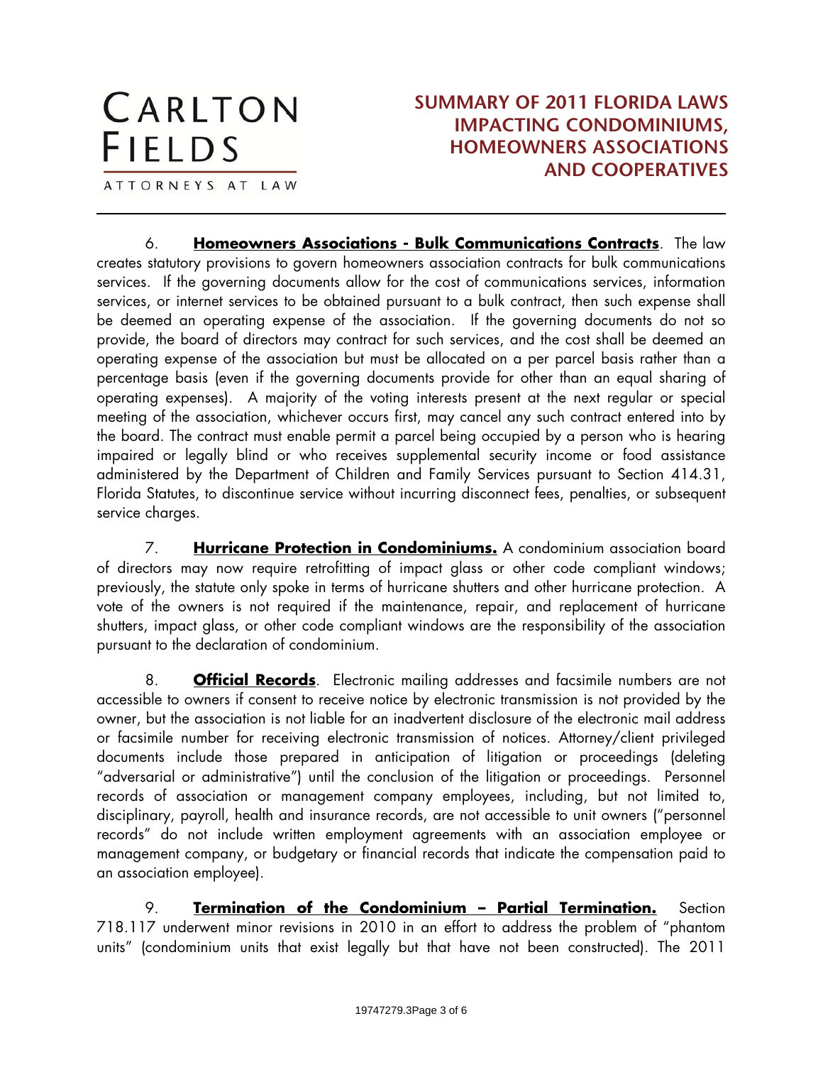6. **Homeowners Associations - Bulk Communications Contracts**. The law creates statutory provisions to govern homeowners association contracts for bulk communications services. If the governing documents allow for the cost of communications services, information services, or internet services to be obtained pursuant to a bulk contract, then such expense shall be deemed an operating expense of the association. If the governing documents do not so provide, the board of directors may contract for such services, and the cost shall be deemed an operating expense of the association but must be allocated on a per parcel basis rather than a percentage basis (even if the governing documents provide for other than an equal sharing of operating expenses). A majority of the voting interests present at the next regular or special meeting of the association, whichever occurs first, may cancel any such contract entered into by the board. The contract must enable permit a parcel being occupied by a person who is hearing impaired or legally blind or who receives supplemental security income or food assistance administered by the Department of Children and Family Services pursuant to Section 414.31, Florida Statutes, to discontinue service without incurring disconnect fees, penalties, or subsequent service charges.

7. **Hurricane Protection in Condominiums.** A condominium association board of directors may now require retrofitting of impact glass or other code compliant windows; previously, the statute only spoke in terms of hurricane shutters and other hurricane protection. A vote of the owners is not required if the maintenance, repair, and replacement of hurricane shutters, impact glass, or other code compliant windows are the responsibility of the association pursuant to the declaration of condominium.

8. **Official Records**. Electronic mailing addresses and facsimile numbers are not accessible to owners if consent to receive notice by electronic transmission is not provided by the owner, but the association is not liable for an inadvertent disclosure of the electronic mail address or facsimile number for receiving electronic transmission of notices. Attorney/client privileged documents include those prepared in anticipation of litigation or proceedings (deleting "adversarial or administrative") until the conclusion of the litigation or proceedings. Personnel records of association or management company employees, including, but not limited to, disciplinary, payroll, health and insurance records, are not accessible to unit owners ("personnel records" do not include written employment agreements with an association employee or management company, or budgetary or financial records that indicate the compensation paid to an association employee).

9. **Termination of the Condominium – Partial Termination.** Section 718.117 underwent minor revisions in 2010 in an effort to address the problem of "phantom units" (condominium units that exist legally but that have not been constructed). The 2011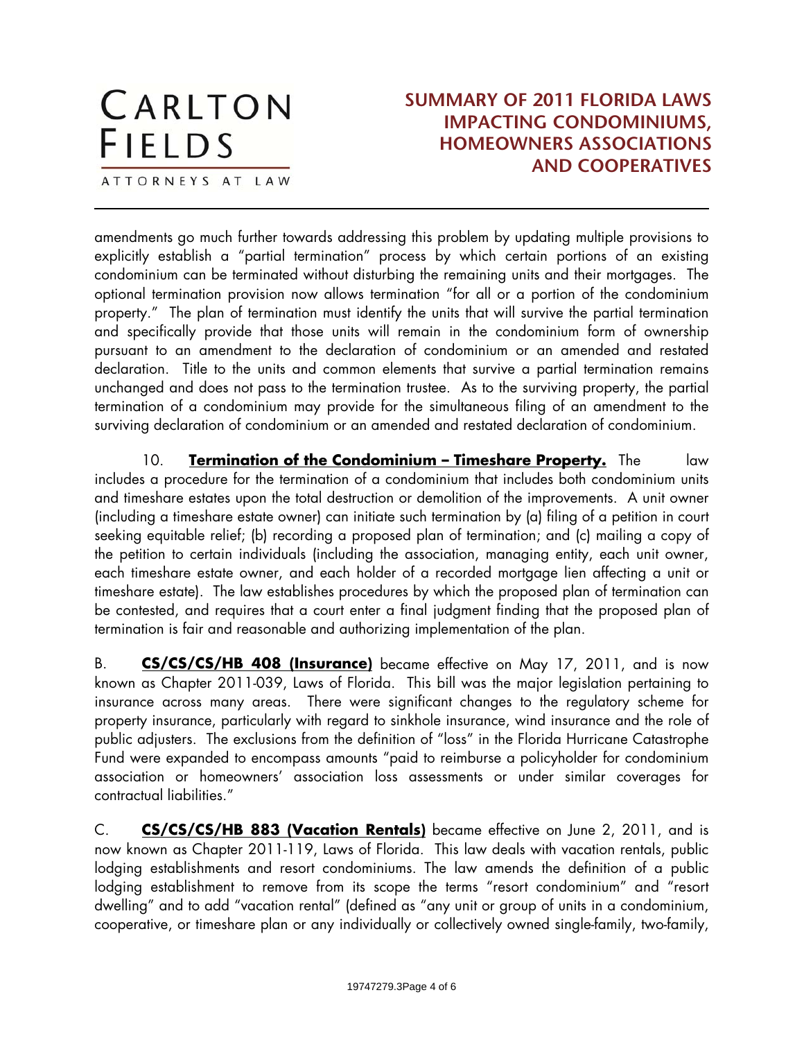amendments go much further towards addressing this problem by updating multiple provisions to explicitly establish a "partial termination" process by which certain portions of an existing condominium can be terminated without disturbing the remaining units and their mortgages. The optional termination provision now allows termination "for all or a portion of the condominium property." The plan of termination must identify the units that will survive the partial termination and specifically provide that those units will remain in the condominium form of ownership pursuant to an amendment to the declaration of condominium or an amended and restated declaration. Title to the units and common elements that survive a partial termination remains unchanged and does not pass to the termination trustee. As to the surviving property, the partial termination of a condominium may provide for the simultaneous filing of an amendment to the surviving declaration of condominium or an amended and restated declaration of condominium.

10. **Termination of the Condominium – Timeshare Property.** The law includes a procedure for the termination of a condominium that includes both condominium units and timeshare estates upon the total destruction or demolition of the improvements. A unit owner (including a timeshare estate owner) can initiate such termination by (a) filing of a petition in court seeking equitable relief; (b) recording a proposed plan of termination; and (c) mailing a copy of the petition to certain individuals (including the association, managing entity, each unit owner, each timeshare estate owner, and each holder of a recorded mortgage lien affecting a unit or timeshare estate). The law establishes procedures by which the proposed plan of termination can be contested, and requires that a court enter a final judgment finding that the proposed plan of termination is fair and reasonable and authorizing implementation of the plan.

B. **CS/CS/CS/HB 408 (Insurance)** became effective on May 17, 2011, and is now known as Chapter 2011-039, Laws of Florida. This bill was the major legislation pertaining to insurance across many areas. There were significant changes to the regulatory scheme for property insurance, particularly with regard to sinkhole insurance, wind insurance and the role of public adjusters. The exclusions from the definition of "loss" in the Florida Hurricane Catastrophe Fund were expanded to encompass amounts "paid to reimburse a policyholder for condominium association or homeowners' association loss assessments or under similar coverages for contractual liabilities."

C. **CS/CS/CS/HB 883 (Vacation Rentals)** became effective on June 2, 2011, and is now known as Chapter 2011-119, Laws of Florida. This law deals with vacation rentals, public lodging establishments and resort condominiums. The law amends the definition of a public lodging establishment to remove from its scope the terms "resort condominium" and "resort dwelling" and to add "vacation rental" (defined as "any unit or group of units in a condominium, cooperative, or timeshare plan or any individually or collectively owned single-family, two-family,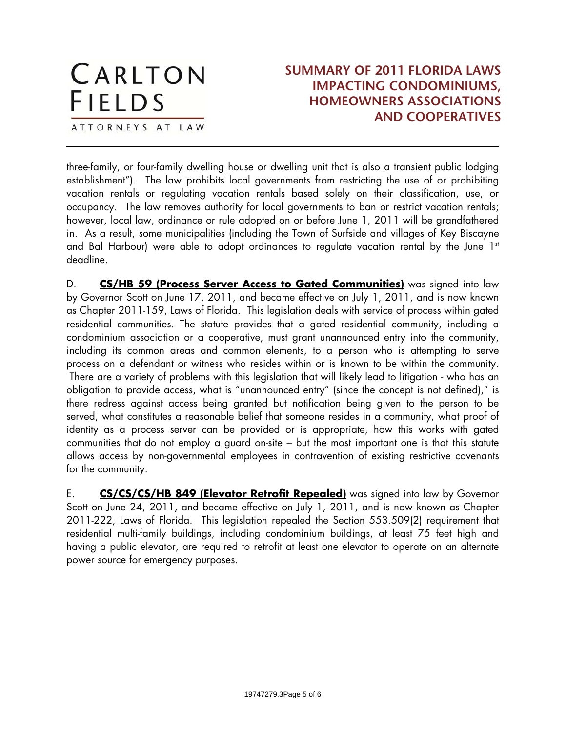three-family, or four-family dwelling house or dwelling unit that is also a transient public lodging establishment"). The law prohibits local governments from restricting the use of or prohibiting vacation rentals or regulating vacation rentals based solely on their classification, use, or occupancy. The law removes authority for local governments to ban or restrict vacation rentals; however, local law, ordinance or rule adopted on or before June 1, 2011 will be grandfathered in. As a result, some municipalities (including the Town of Surfside and villages of Key Biscayne and Bal Harbour) were able to adopt ordinances to regulate vacation rental by the June 1st deadline.

D. **CS/HB 59 (Process Server Access to Gated Communities)** was signed into law by Governor Scott on June 17, 2011, and became effective on July 1, 2011, and is now known as Chapter 2011-159, Laws of Florida. This legislation deals with service of process within gated residential communities. The statute provides that a gated residential community, including a condominium association or a cooperative, must grant unannounced entry into the community, including its common areas and common elements, to a person who is attempting to serve process on a defendant or witness who resides within or is known to be within the community. There are a variety of problems with this legislation that will likely lead to litigation - who has an obligation to provide access, what is "unannounced entry" (since the concept is not defined)," is there redress against access being granted but notification being given to the person to be served, what constitutes a reasonable belief that someone resides in a community, what proof of identity as a process server can be provided or is appropriate, how this works with gated communities that do not employ a guard on-site – but the most important one is that this statute allows access by non-governmental employees in contravention of existing restrictive covenants for the community.

E. **CS/CS/CS/HB 849 (Elevator Retrofit Repealed)** was signed into law by Governor Scott on June 24, 2011, and became effective on July 1, 2011, and is now known as Chapter 2011-222, Laws of Florida. This legislation repealed the Section 553.509(2) requirement that residential multi-family buildings, including condominium buildings, at least 75 feet high and having a public elevator, are required to retrofit at least one elevator to operate on an alternate power source for emergency purposes.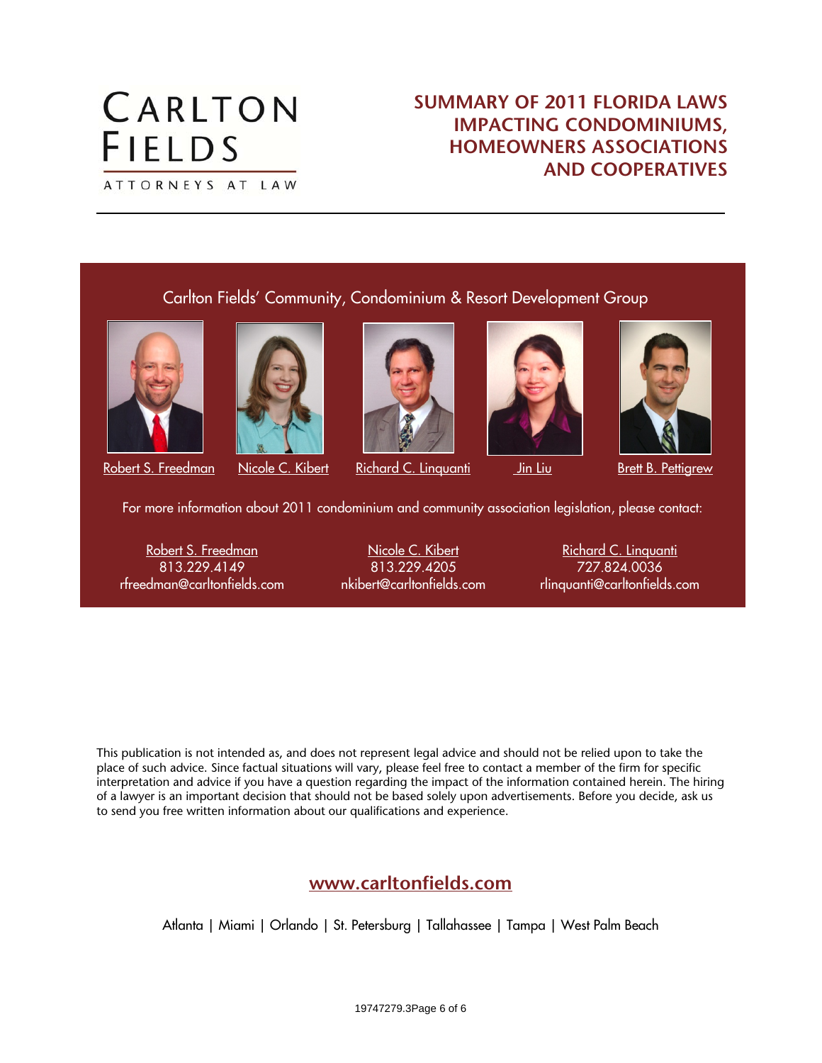CARLTON FIELDS

ATTORNEYS AT LAW

# SUMMARY OF 2011 FLORIDA LAWS IMPACTING CONDOMINIUMS, HOMEOWNERS ASSOCIATIONS AND COOPERATIVES

## Carlton Fields' Community, Condominium & Resort Development Group

Robert S. Freedman | Nicole C. Kibert | Richard C. Linquanti | Jin Liu | Brett B. Pettigrew

For more information about 2011 condominium and community association legislation, please contact:

Robert S. Freedman
813.229.4149
rfreedman@carltonfields.com

Nicole C. Kibert
813.229.4205
nkibert@carltonfields.com

Richard C. Linquanti
727.824.0036
rlinquanti@carltonfields.com

This publication is not intended as, and does not represent legal advice and should not be relied upon to take the place of such advice. Since factual situations will vary, please feel free to contact a member of the firm for specific interpretation and advice if you have a question regarding the impact of the information contained herein. The hiring of a lawyer is an important decision that should not be based solely upon advertisements. Before you decide, ask us to send you free written information about our qualifications and experience.

**www.carltonfields.com**

Atlanta | Miami | Orlando | St. Petersburg | Tallahassee | Tampa | West Palm Beach

19747279.3